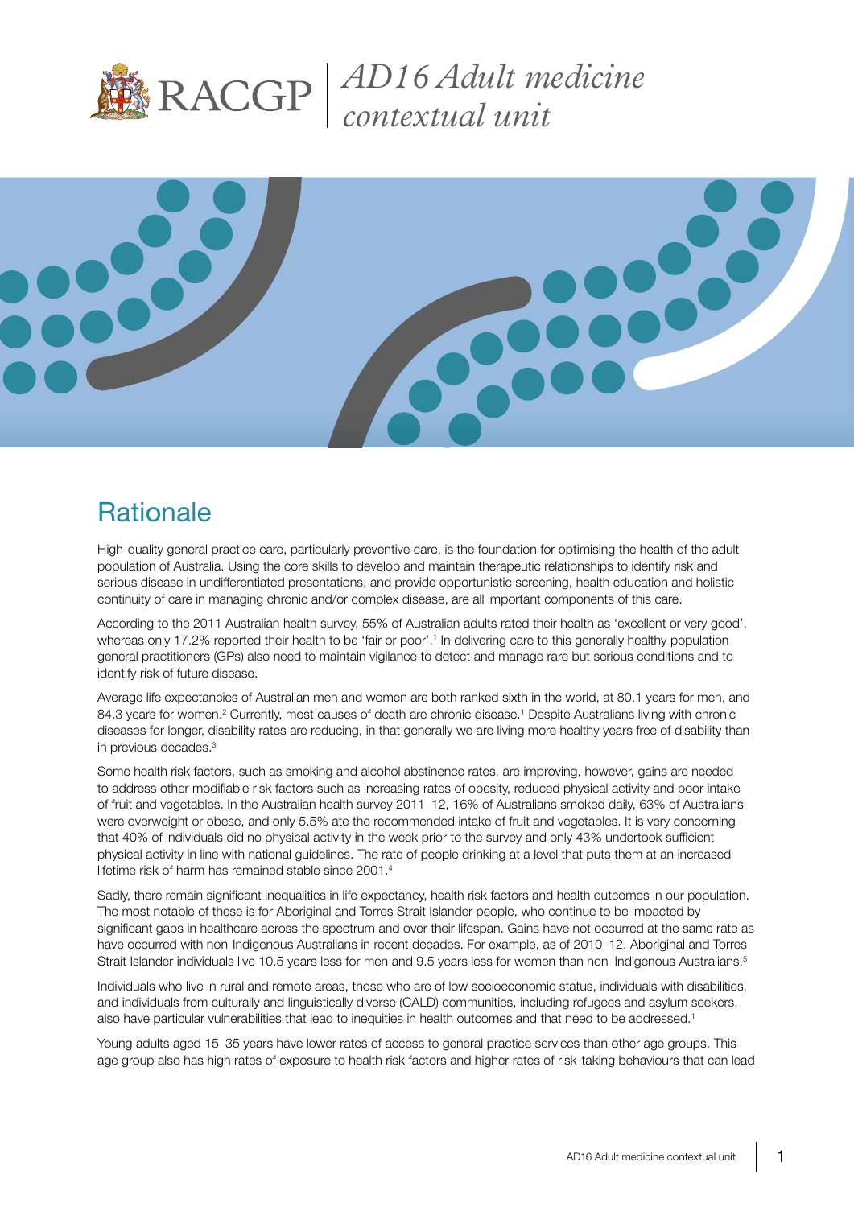# AD16 Adult medicine contextual unit

## Rationale

High-quality general practice care, particularly preventive care, is the foundation for optimising the health of the adult population of Australia. Using the core skills to develop and maintain therapeutic relationships to identify risk and serious disease in undifferentiated presentations, and provide opportunistic screening, health education and holistic continuity of care in managing chronic and/or complex disease, are all important components of this care.

According to the 2011 Australian health survey, 55% of Australian adults rated their health as 'excellent or very good', whereas only 17.2% reported their health to be 'fair or poor'.[1] In delivering care to this generally healthy population general practitioners (GPs) also need to maintain vigilance to detect and manage rare but serious conditions and to identify risk of future disease.

Average life expectancies of Australian men and women are both ranked sixth in the world, at 80.1 years for men, and 84.3 years for women.[2] Currently, most causes of death are chronic disease.[1] Despite Australians living with chronic diseases for longer, disability rates are reducing, in that generally we are living more healthy years free of disability than in previous decades.[3]

Some health risk factors, such as smoking and alcohol abstinence rates, are improving, however, gains are needed to address other modifiable risk factors such as increasing rates of obesity, reduced physical activity and poor intake of fruit and vegetables. In the Australian health survey 2011–12, 16% of Australians smoked daily, 63% of Australians were overweight or obese, and only 5.5% ate the recommended intake of fruit and vegetables. It is very concerning that 40% of individuals did no physical activity in the week prior to the survey and only 43% undertook sufficient physical activity in line with national guidelines. The rate of people drinking at a level that puts them at an increased lifetime risk of harm has remained stable since 2001.[4]

Sadly, there remain significant inequalities in life expectancy, health risk factors and health outcomes in our population. The most notable of these is for Aboriginal and Torres Strait Islander people, who continue to be impacted by significant gaps in healthcare across the spectrum and over their lifespan. Gains have not occurred at the same rate as have occurred with non-Indigenous Australians in recent decades. For example, as of 2010–12, Aboriginal and Torres Strait Islander individuals live 10.5 years less for men and 9.5 years less for women than non–Indigenous Australians.[5]

Individuals who live in rural and remote areas, those who are of low socioeconomic status, individuals with disabilities, and individuals from culturally and linguistically diverse (CALD) communities, including refugees and asylum seekers, also have particular vulnerabilities that lead to inequities in health outcomes and that need to be addressed.[1]

Young adults aged 15–35 years have lower rates of access to general practice services than other age groups. This age group also has high rates of exposure to health risk factors and higher rates of risk-taking behaviours that can lead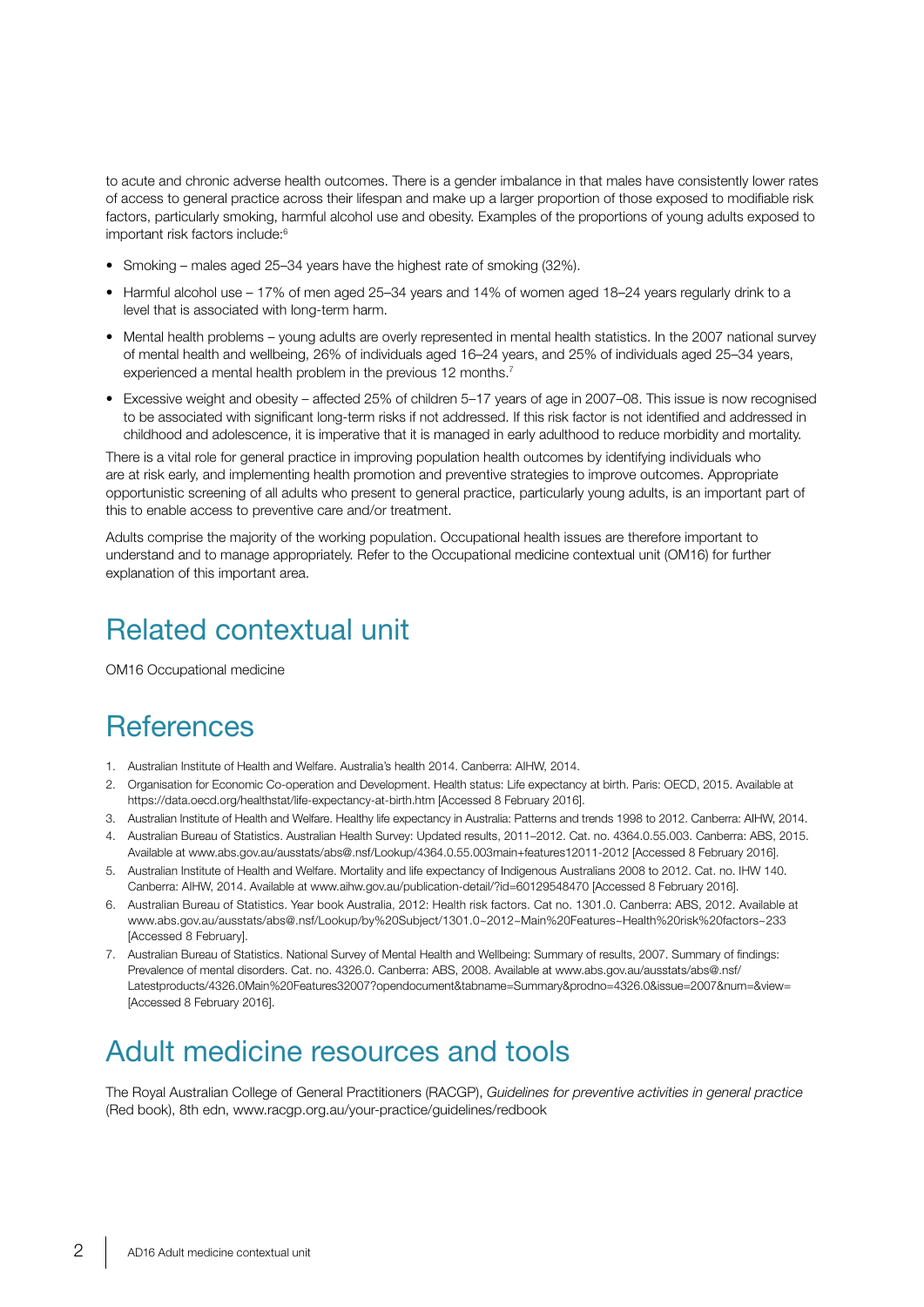to acute and chronic adverse health outcomes. There is a gender imbalance in that males have consistently lower rates of access to general practice across their lifespan and make up a larger proportion of those exposed to modifiable risk factors, particularly smoking, harmful alcohol use and obesity. Examples of the proportions of young adults exposed to important risk factors include:[6]

- Smoking – males aged 25–34 years have the highest rate of smoking (32%).
- Harmful alcohol use – 17% of men aged 25–34 years and 14% of women aged 18–24 years regularly drink to a level that is associated with long-term harm.
- Mental health problems – young adults are overly represented in mental health statistics. In the 2007 national survey of mental health and wellbeing, 26% of individuals aged 16–24 years, and 25% of individuals aged 25–34 years, experienced a mental health problem in the previous 12 months.[7]
- Excessive weight and obesity – affected 25% of children 5–17 years of age in 2007–08. This issue is now recognised to be associated with significant long-term risks if not addressed. If this risk factor is not identified and addressed in childhood and adolescence, it is imperative that it is managed in early adulthood to reduce morbidity and mortality.

There is a vital role for general practice in improving population health outcomes by identifying individuals who are at risk early, and implementing health promotion and preventive strategies to improve outcomes. Appropriate opportunistic screening of all adults who present to general practice, particularly young adults, is an important part of this to enable access to preventive care and/or treatment.

Adults comprise the majority of the working population. Occupational health issues are therefore important to understand and to manage appropriately. Refer to the Occupational medicine contextual unit (OM16) for further explanation of this important area.

## Related contextual unit

OM16 Occupational medicine

## References

1. Australian Institute of Health and Welfare. Australia's health 2014. Canberra: AIHW, 2014.
2. Organisation for Economic Co-operation and Development. Health status: Life expectancy at birth. Paris: OECD, 2015. Available at https://data.oecd.org/healthstat/life-expectancy-at-birth.htm [Accessed 8 February 2016].
3. Australian Institute of Health and Welfare. Healthy life expectancy in Australia: Patterns and trends 1998 to 2012. Canberra: AIHW, 2014.
4. Australian Bureau of Statistics. Australian Health Survey: Updated results, 2011–2012. Cat. no. 4364.0.55.003. Canberra: ABS, 2015. Available at www.abs.gov.au/ausstats/abs@.nsf/Lookup/4364.0.55.003main+features12011-2012 [Accessed 8 February 2016].
5. Australian Institute of Health and Welfare. Mortality and life expectancy of Indigenous Australians 2008 to 2012. Cat. no. IHW 140. Canberra: AIHW, 2014. Available at www.aihw.gov.au/publication-detail/?id=60129548470 [Accessed 8 February 2016].
6. Australian Bureau of Statistics. Year book Australia, 2012: Health risk factors. Cat no. 1301.0. Canberra: ABS, 2012. Available at www.abs.gov.au/ausstats/abs@.nsf/Lookup/by%20Subject/1301.0~2012~Main%20Features~Health%20risk%20factors~233 [Accessed 8 February].
7. Australian Bureau of Statistics. National Survey of Mental Health and Wellbeing: Summary of results, 2007. Summary of findings: Prevalence of mental disorders. Cat. no. 4326.0. Canberra: ABS, 2008. Available at www.abs.gov.au/ausstats/abs@.nsf/Latestproducts/4326.0Main%20Features32007?opendocument&tabname=Summary&prodno=4326.0&issue=2007&num=&view= [Accessed 8 February 2016].

## Adult medicine resources and tools

The Royal Australian College of General Practitioners (RACGP), *Guidelines for preventive activities in general practice* (Red book), 8th edn, www.racgp.org.au/your-practice/guidelines/redbook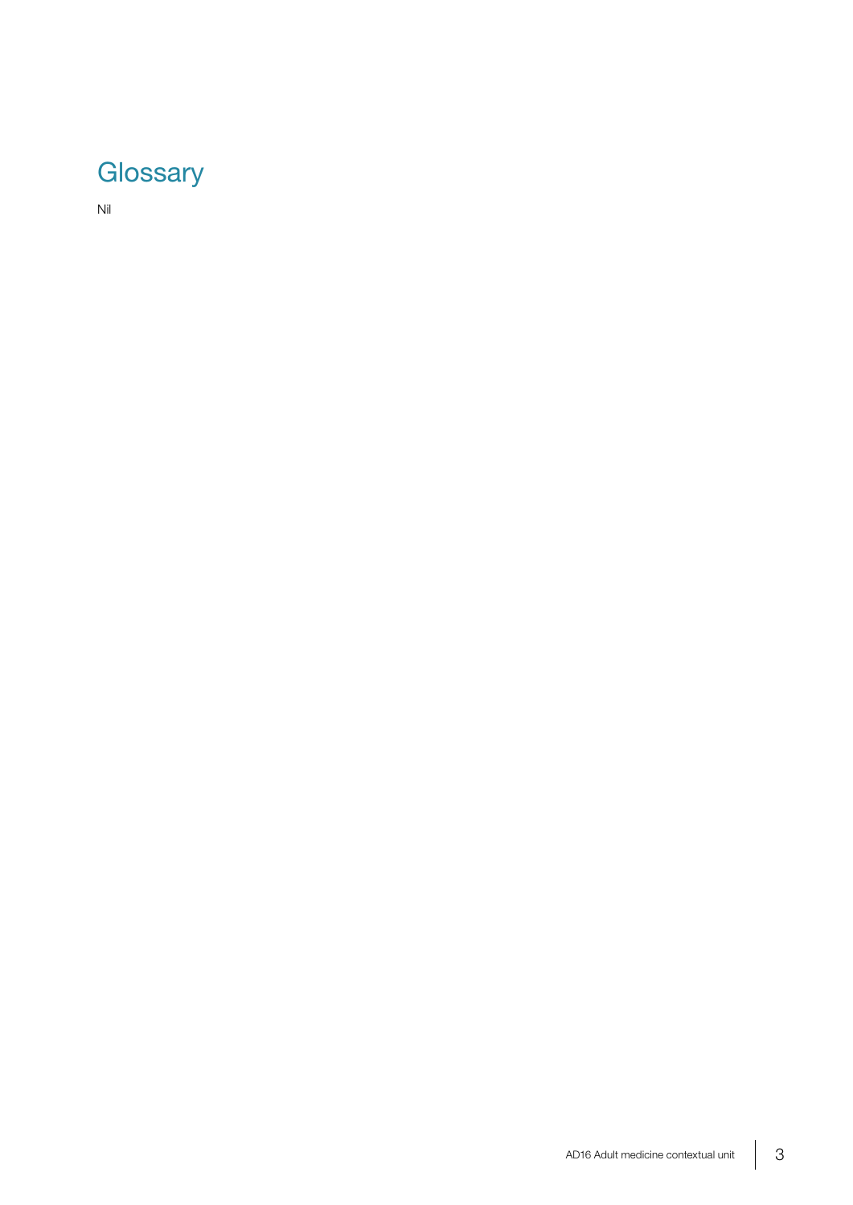# Glossary

Nil